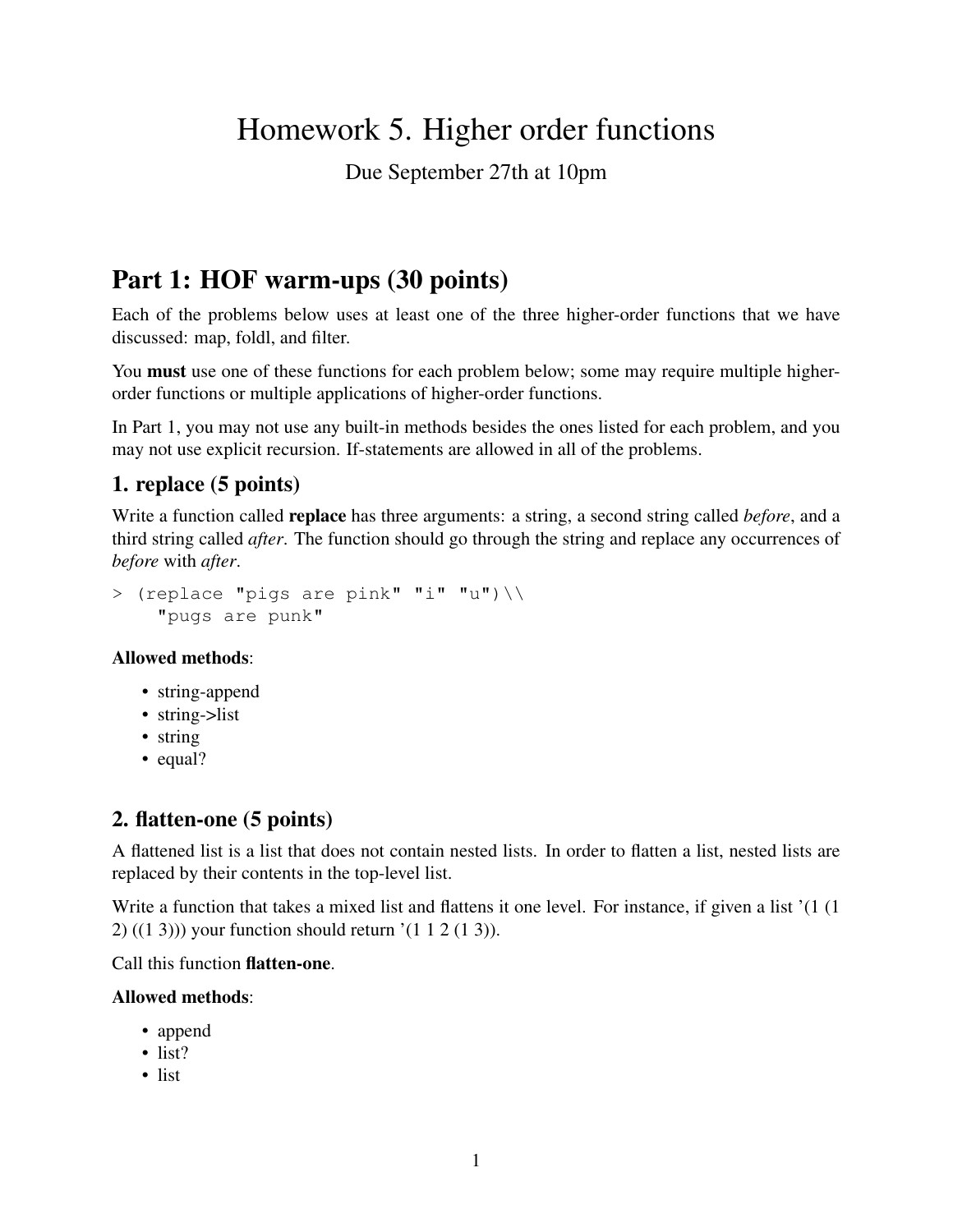# Homework 5. Higher order functions

Due September 27th at 10pm

## Part 1: HOF warm-ups (30 points)

Each of the problems below uses at least one of the three higher-order functions that we have discussed: map, foldl, and filter.

You **must** use one of these functions for each problem below; some may require multiple higher-order functions or multiple applications of higher-order functions.

In Part 1, you may not use any built-in methods besides the ones listed for each problem, and you may not use explicit recursion. If-statements are allowed in all of the problems.

### 1. replace (5 points)

Write a function called **replace** has three arguments: a string, a second string called *before*, and a third string called *after*. The function should go through the string and replace any occurrences of *before* with *after*.

```
> (replace "pigs are pink" "i" "u")\\
    "pugs are punk"
```

**Allowed methods**:

- string-append
- string->list
- string
- equal?

### 2. flatten-one (5 points)

A flattened list is a list that does not contain nested lists. In order to flatten a list, nested lists are replaced by their contents in the top-level list.

Write a function that takes a mixed list and flattens it one level. For instance, if given a list '(1 (1 2) ((1 3))) your function should return '(1 1 2 (1 3)).

Call this function **flatten-one**.

**Allowed methods**:

- append
- list?
- list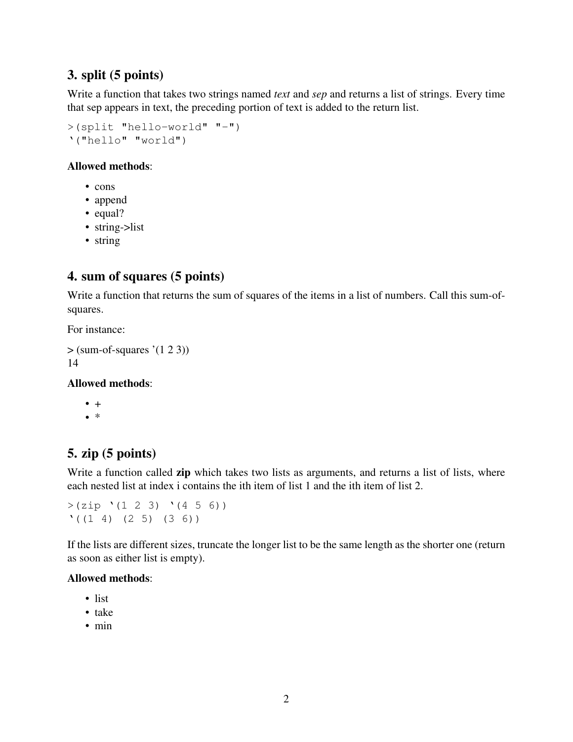## 3. split (5 points)

Write a function that takes two strings named *text* and *sep* and returns a list of strings. Every time that sep appears in text, the preceding portion of text is added to the return list.

```
>(split "hello-world" "-")
'("hello" "world")
```

**Allowed methods**:

- cons
- append
- equal?
- string->list
- string

## 4. sum of squares (5 points)

Write a function that returns the sum of squares of the items in a list of numbers. Call this sum-of-squares.

For instance:

> (sum-of-squares '(1 2 3))
14

**Allowed methods**:

- +
- *

## 5. zip (5 points)

Write a function called **zip** which takes two lists as arguments, and returns a list of lists, where each nested list at index i contains the ith item of list 1 and the ith item of list 2.

```
>(zip '(1 2 3) '(4 5 6))
'((1 4) (2 5) (3 6))
```

If the lists are different sizes, truncate the longer list to be the same length as the shorter one (return as soon as either list is empty).

**Allowed methods**:

- list
- take
- min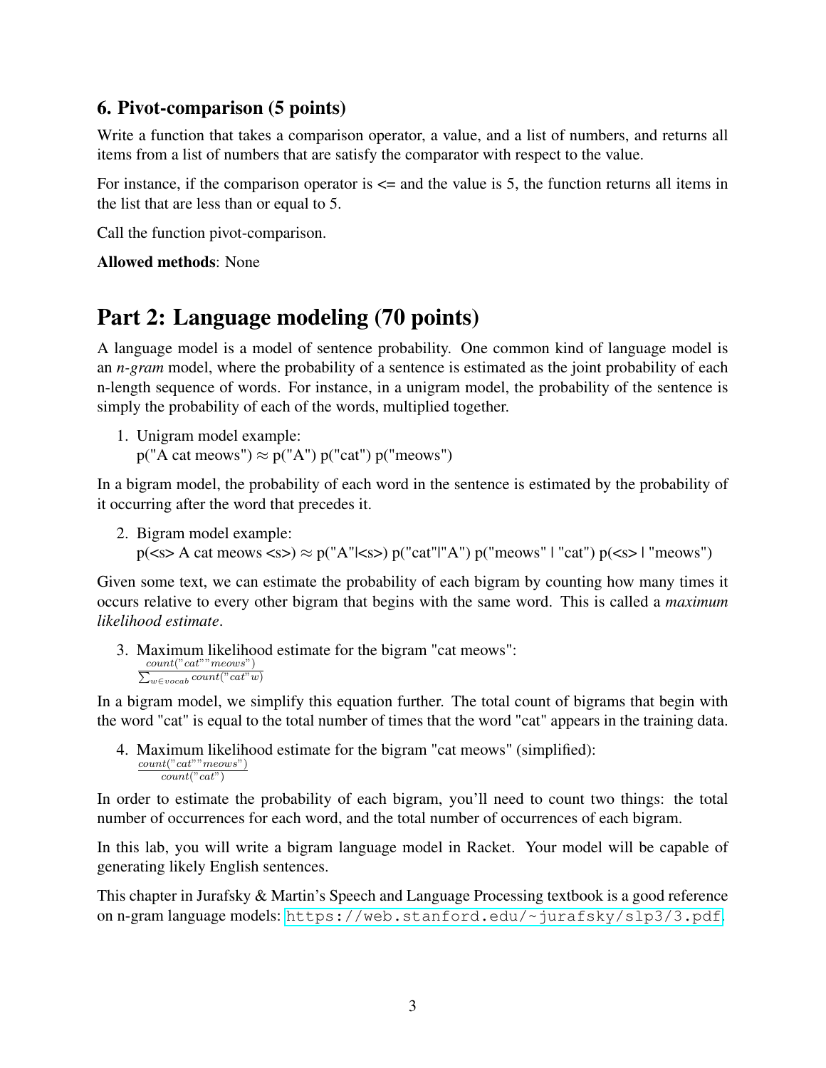### 6. Pivot-comparison (5 points)

Write a function that takes a comparison operator, a value, and a list of numbers, and returns all items from a list of numbers that are satisfy the comparator with respect to the value.

For instance, if the comparison operator is <= and the value is 5, the function returns all items in the list that are less than or equal to 5.

Call the function pivot-comparison.

**Allowed methods**: None

# Part 2: Language modeling (70 points)

A language model is a model of sentence probability. One common kind of language model is an *n-gram* model, where the probability of a sentence is estimated as the joint probability of each n-length sequence of words. For instance, in a unigram model, the probability of the sentence is simply the probability of each of the words, multiplied together.

1. Unigram model example:
   p("A cat meows") ≈ p("A") p("cat") p("meows")

In a bigram model, the probability of each word in the sentence is estimated by the probability of it occurring after the word that precedes it.

2. Bigram model example:
   p(<s> A cat meows <s>) ≈ p("A"|<s>) p("cat"|"A") p("meows" | "cat") p(<s> | "meows")

Given some text, we can estimate the probability of each bigram by counting how many times it occurs relative to every other bigram that begins with the same word. This is called a *maximum likelihood estimate*.

3. Maximum likelihood estimate for the bigram "cat meows":
   $\frac{count("cat""meows")}{\sum_{w \in vocab} count("cat"w)}$

In a bigram model, we simplify this equation further. The total count of bigrams that begin with the word "cat" is equal to the total number of times that the word "cat" appears in the training data.

4. Maximum likelihood estimate for the bigram "cat meows" (simplified):
   $\frac{count("cat""meows")}{count("cat")}$

In order to estimate the probability of each bigram, you'll need to count two things: the total number of occurrences for each word, and the total number of occurrences of each bigram.

In this lab, you will write a bigram language model in Racket. Your model will be capable of generating likely English sentences.

This chapter in Jurafsky & Martin's Speech and Language Processing textbook is a good reference on n-gram language models: https://web.stanford.edu/~jurafsky/slp3/3.pdf.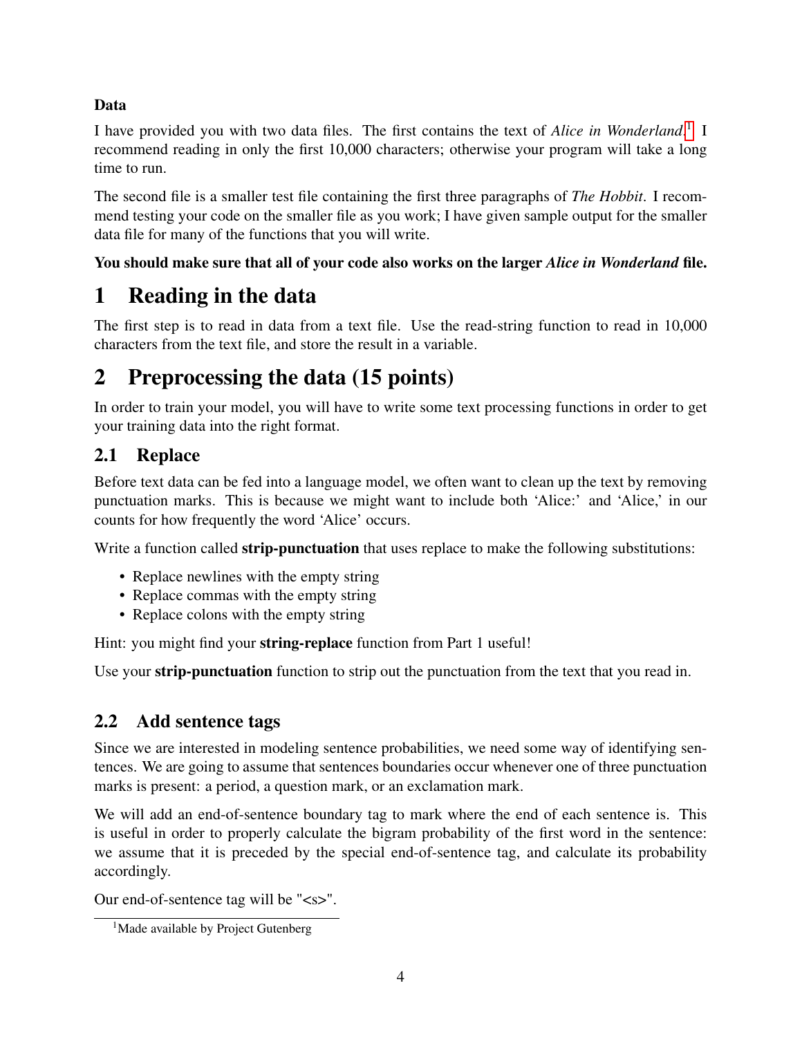**Data**

I have provided you with two data files. The first contains the text of *Alice in Wonderland*.[1] I recommend reading in only the first 10,000 characters; otherwise your program will take a long time to run.

The second file is a smaller test file containing the first three paragraphs of *The Hobbit*. I recommend testing your code on the smaller file as you work; I have given sample output for the smaller data file for many of the functions that you will write.

**You should make sure that all of your code also works on the larger *Alice in Wonderland* file.**

# 1 Reading in the data

The first step is to read in data from a text file. Use the read-string function to read in 10,000 characters from the text file, and store the result in a variable.

# 2 Preprocessing the data (15 points)

In order to train your model, you will have to write some text processing functions in order to get your training data into the right format.

## 2.1 Replace

Before text data can be fed into a language model, we often want to clean up the text by removing punctuation marks. This is because we might want to include both 'Alice:' and 'Alice,' in our counts for how frequently the word 'Alice' occurs.

Write a function called **strip-punctuation** that uses replace to make the following substitutions:

- Replace newlines with the empty string
- Replace commas with the empty string
- Replace colons with the empty string

Hint: you might find your **string-replace** function from Part 1 useful!

Use your **strip-punctuation** function to strip out the punctuation from the text that you read in.

## 2.2 Add sentence tags

Since we are interested in modeling sentence probabilities, we need some way of identifying sentences. We are going to assume that sentences boundaries occur whenever one of three punctuation marks is present: a period, a question mark, or an exclamation mark.

We will add an end-of-sentence boundary tag to mark where the end of each sentence is. This is useful in order to properly calculate the bigram probability of the first word in the sentence: we assume that it is preceded by the special end-of-sentence tag, and calculate its probability accordingly.

Our end-of-sentence tag will be "<s>".

[1] Made available by Project Gutenberg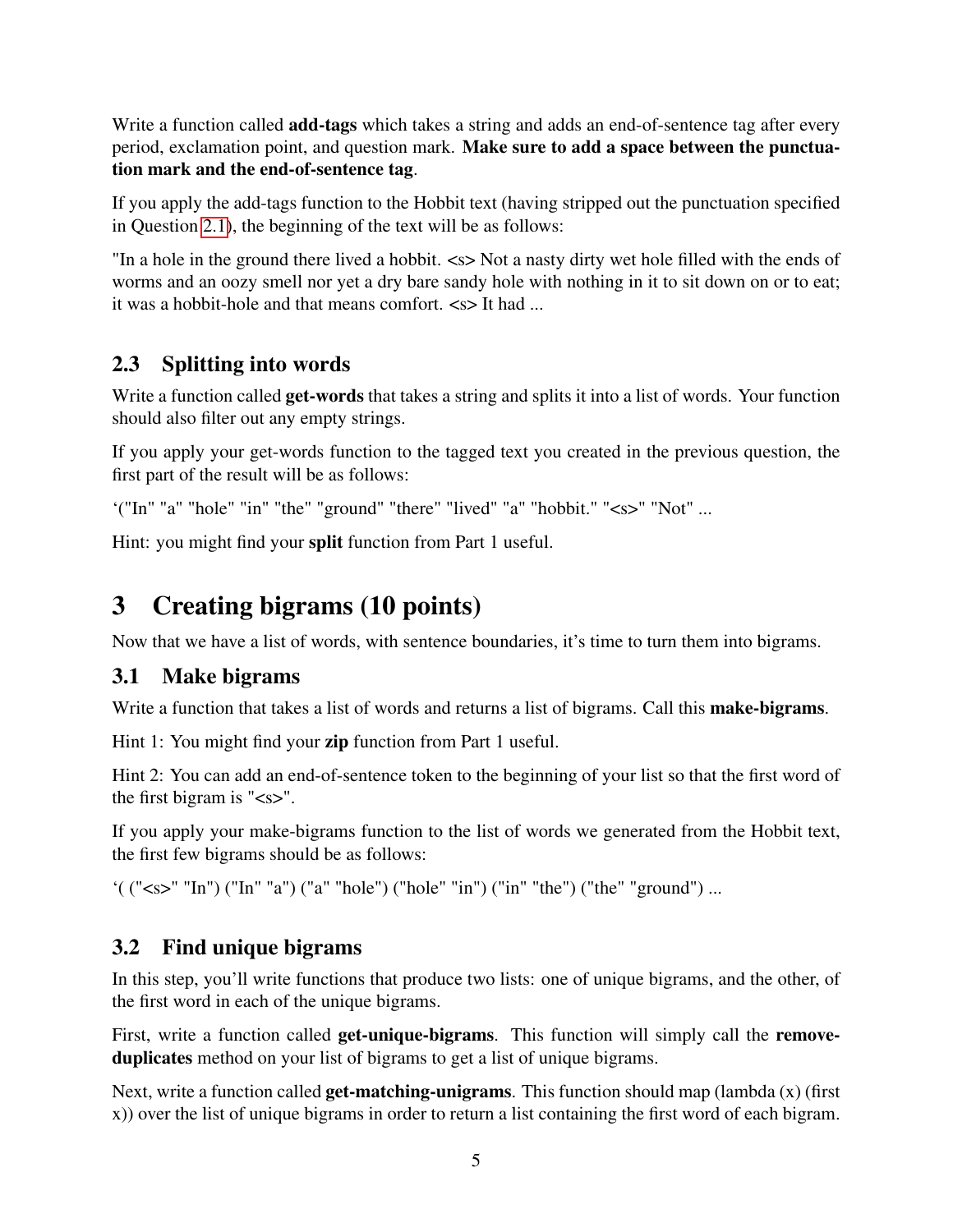Write a function called **add-tags** which takes a string and adds an end-of-sentence tag after every period, exclamation point, and question mark. **Make sure to add a space between the punctuation mark and the end-of-sentence tag**.

If you apply the add-tags function to the Hobbit text (having stripped out the punctuation specified in Question 2.1), the beginning of the text will be as follows:

"In a hole in the ground there lived a hobbit. <s> Not a nasty dirty wet hole filled with the ends of worms and an oozy smell nor yet a dry bare sandy hole with nothing in it to sit down on or to eat; it was a hobbit-hole and that means comfort. <s> It had ...

## 2.3 Splitting into words

Write a function called **get-words** that takes a string and splits it into a list of words. Your function should also filter out any empty strings.

If you apply your get-words function to the tagged text you created in the previous question, the first part of the result will be as follows:

'("In" "a" "hole" "in" "the" "ground" "there" "lived" "a" "hobbit." "<s>" "Not" ...

Hint: you might find your **split** function from Part 1 useful.

# 3 Creating bigrams (10 points)

Now that we have a list of words, with sentence boundaries, it's time to turn them into bigrams.

## 3.1 Make bigrams

Write a function that takes a list of words and returns a list of bigrams. Call this **make-bigrams**.

Hint 1: You might find your **zip** function from Part 1 useful.

Hint 2: You can add an end-of-sentence token to the beginning of your list so that the first word of the first bigram is "<s>".

If you apply your make-bigrams function to the list of words we generated from the Hobbit text, the first few bigrams should be as follows:

'( ("<s>" "In") ("In" "a") ("a" "hole") ("hole" "in") ("in" "the") ("the" "ground") ...

## 3.2 Find unique bigrams

In this step, you'll write functions that produce two lists: one of unique bigrams, and the other, of the first word in each of the unique bigrams.

First, write a function called **get-unique-bigrams**. This function will simply call the **remove-duplicates** method on your list of bigrams to get a list of unique bigrams.

Next, write a function called **get-matching-unigrams**. This function should map (lambda (x) (first x)) over the list of unique bigrams in order to return a list containing the first word of each bigram.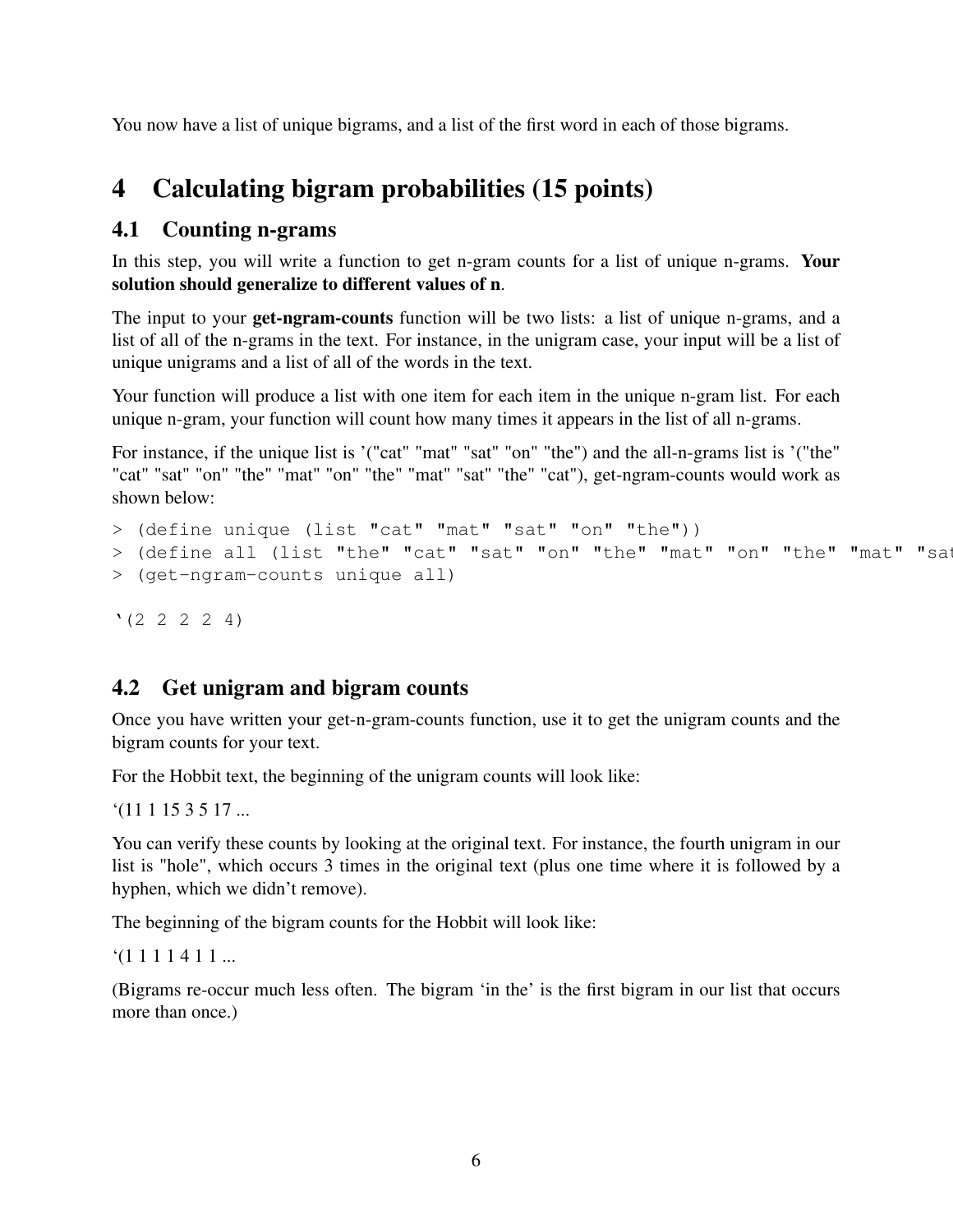You now have a list of unique bigrams, and a list of the first word in each of those bigrams.

# 4 Calculating bigram probabilities (15 points)

## 4.1 Counting n-grams

In this step, you will write a function to get n-gram counts for a list of unique n-grams. **Your solution should generalize to different values of n**.

The input to your **get-ngram-counts** function will be two lists: a list of unique n-grams, and a list of all of the n-grams in the text. For instance, in the unigram case, your input will be a list of unique unigrams and a list of all of the words in the text.

Your function will produce a list with one item for each item in the unique n-gram list. For each unique n-gram, your function will count how many times it appears in the list of all n-grams.

For instance, if the unique list is '("cat" "mat" "sat" "on" "the") and the all-n-grams list is '("the" "cat" "sat" "on" "the" "mat" "on" "the" "mat" "sat" "the" "cat"), get-ngram-counts would work as shown below:

```
> (define unique (list "cat" "mat" "sat" "on" "the"))
> (define all (list "the" "cat" "sat" "on" "the" "mat" "on" "the" "mat" "sat
> (get-ngram-counts unique all)

'(2 2 2 2 4)
```

## 4.2 Get unigram and bigram counts

Once you have written your get-n-gram-counts function, use it to get the unigram counts and the bigram counts for your text.

For the Hobbit text, the beginning of the unigram counts will look like:

'(11 1 15 3 5 17 ...

You can verify these counts by looking at the original text. For instance, the fourth unigram in our list is "hole", which occurs 3 times in the original text (plus one time where it is followed by a hyphen, which we didn't remove).

The beginning of the bigram counts for the Hobbit will look like:

'(1 1 1 1 4 1 1 ...

(Bigrams re-occur much less often. The bigram 'in the' is the first bigram in our list that occurs more than once.)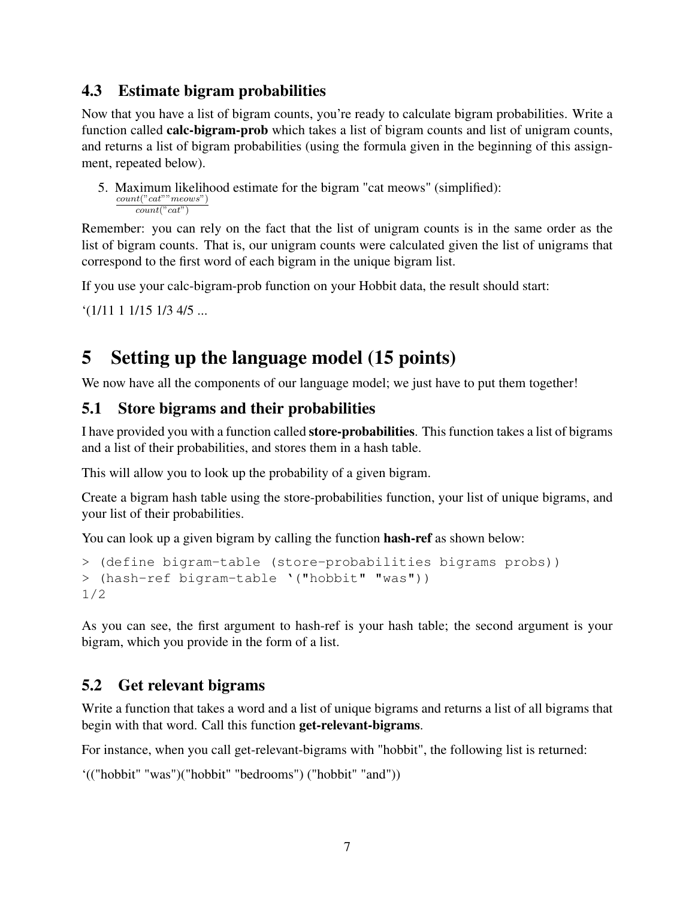### 4.3 Estimate bigram probabilities

Now that you have a list of bigram counts, you're ready to calculate bigram probabilities. Write a function called **calc-bigram-prob** which takes a list of bigram counts and list of unigram counts, and returns a list of bigram probabilities (using the formula given in the beginning of this assignment, repeated below).

5. Maximum likelihood estimate for the bigram "cat meows" (simplified):
   $\frac{count("cat""meows")}{count("cat")}$

Remember: you can rely on the fact that the list of unigram counts is in the same order as the list of bigram counts. That is, our unigram counts were calculated given the list of unigrams that correspond to the first word of each bigram in the unique bigram list.

If you use your calc-bigram-prob function on your Hobbit data, the result should start:

'(1/11 1 1/15 1/3 4/5 ...

## 5 Setting up the language model (15 points)

We now have all the components of our language model; we just have to put them together!

### 5.1 Store bigrams and their probabilities

I have provided you with a function called **store-probabilities**. This function takes a list of bigrams and a list of their probabilities, and stores them in a hash table.

This will allow you to look up the probability of a given bigram.

Create a bigram hash table using the store-probabilities function, your list of unique bigrams, and your list of their probabilities.

You can look up a given bigram by calling the function **hash-ref** as shown below:

```
> (define bigram-table (store-probabilities bigrams probs))
> (hash-ref bigram-table '("hobbit" "was"))
1/2
```

As you can see, the first argument to hash-ref is your hash table; the second argument is your bigram, which you provide in the form of a list.

### 5.2 Get relevant bigrams

Write a function that takes a word and a list of unique bigrams and returns a list of all bigrams that begin with that word. Call this function **get-relevant-bigrams**.

For instance, when you call get-relevant-bigrams with "hobbit", the following list is returned:

'(("hobbit" "was")("hobbit" "bedrooms") ("hobbit" "and"))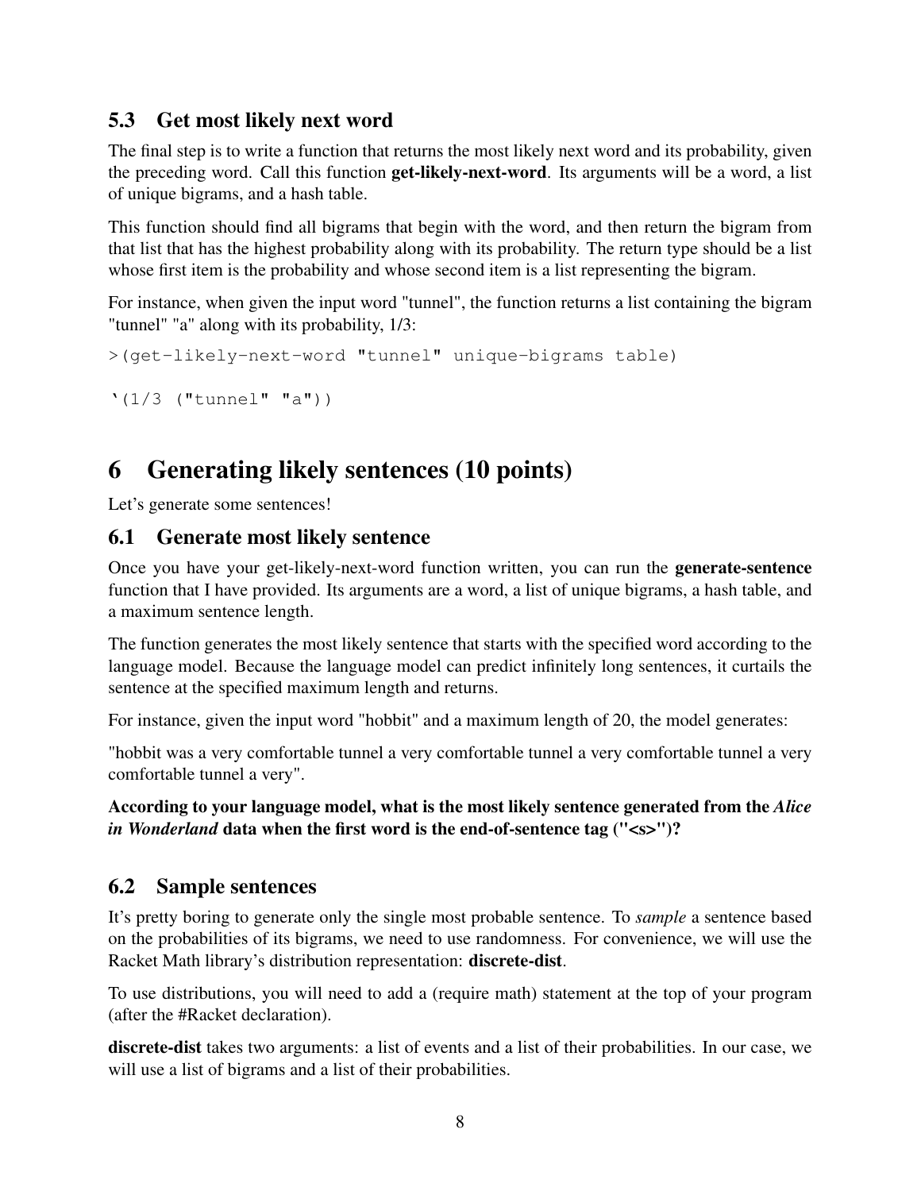### 5.3 Get most likely next word

The final step is to write a function that returns the most likely next word and its probability, given the preceding word. Call this function **get-likely-next-word**. Its arguments will be a word, a list of unique bigrams, and a hash table.

This function should find all bigrams that begin with the word, and then return the bigram from that list that has the highest probability along with its probability. The return type should be a list whose first item is the probability and whose second item is a list representing the bigram.

For instance, when given the input word "tunnel", the function returns a list containing the bigram "tunnel" "a" along with its probability, 1/3:

```
>(get-likely-next-word "tunnel" unique-bigrams table)

'(1/3 ("tunnel" "a"))
```

# 6 Generating likely sentences (10 points)

Let's generate some sentences!

## 6.1 Generate most likely sentence

Once you have your get-likely-next-word function written, you can run the **generate-sentence** function that I have provided. Its arguments are a word, a list of unique bigrams, a hash table, and a maximum sentence length.

The function generates the most likely sentence that starts with the specified word according to the language model. Because the language model can predict infinitely long sentences, it curtails the sentence at the specified maximum length and returns.

For instance, given the input word "hobbit" and a maximum length of 20, the model generates:

"hobbit was a very comfortable tunnel a very comfortable tunnel a very comfortable tunnel a very comfortable tunnel a very".

**According to your language model, what is the most likely sentence generated from the *Alice in Wonderland* data when the first word is the end-of-sentence tag ("<s>")?**

## 6.2 Sample sentences

It's pretty boring to generate only the single most probable sentence. To *sample* a sentence based on the probabilities of its bigrams, we need to use randomness. For convenience, we will use the Racket Math library's distribution representation: **discrete-dist**.

To use distributions, you will need to add a (require math) statement at the top of your program (after the #Racket declaration).

**discrete-dist** takes two arguments: a list of events and a list of their probabilities. In our case, we will use a list of bigrams and a list of their probabilities.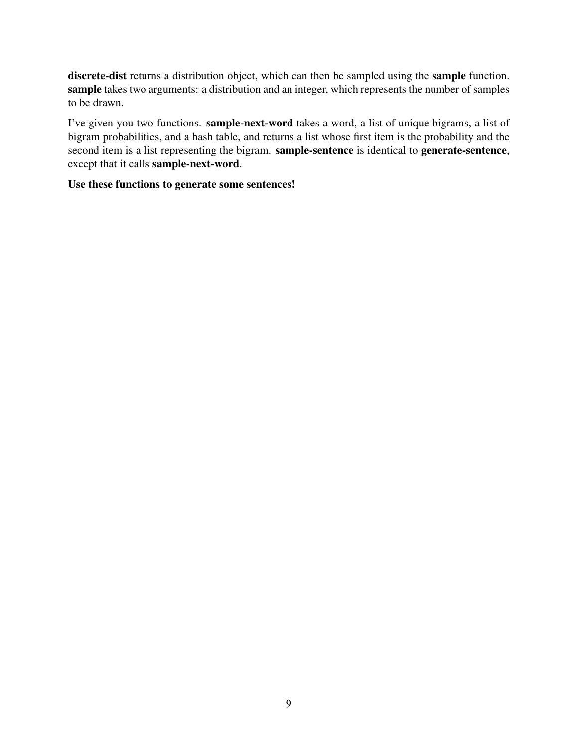**discrete-dist** returns a distribution object, which can then be sampled using the **sample** function. **sample** takes two arguments: a distribution and an integer, which represents the number of samples to be drawn.

I've given you two functions. **sample-next-word** takes a word, a list of unique bigrams, a list of bigram probabilities, and a hash table, and returns a list whose first item is the probability and the second item is a list representing the bigram. **sample-sentence** is identical to **generate-sentence**, except that it calls **sample-next-word**.

**Use these functions to generate some sentences!**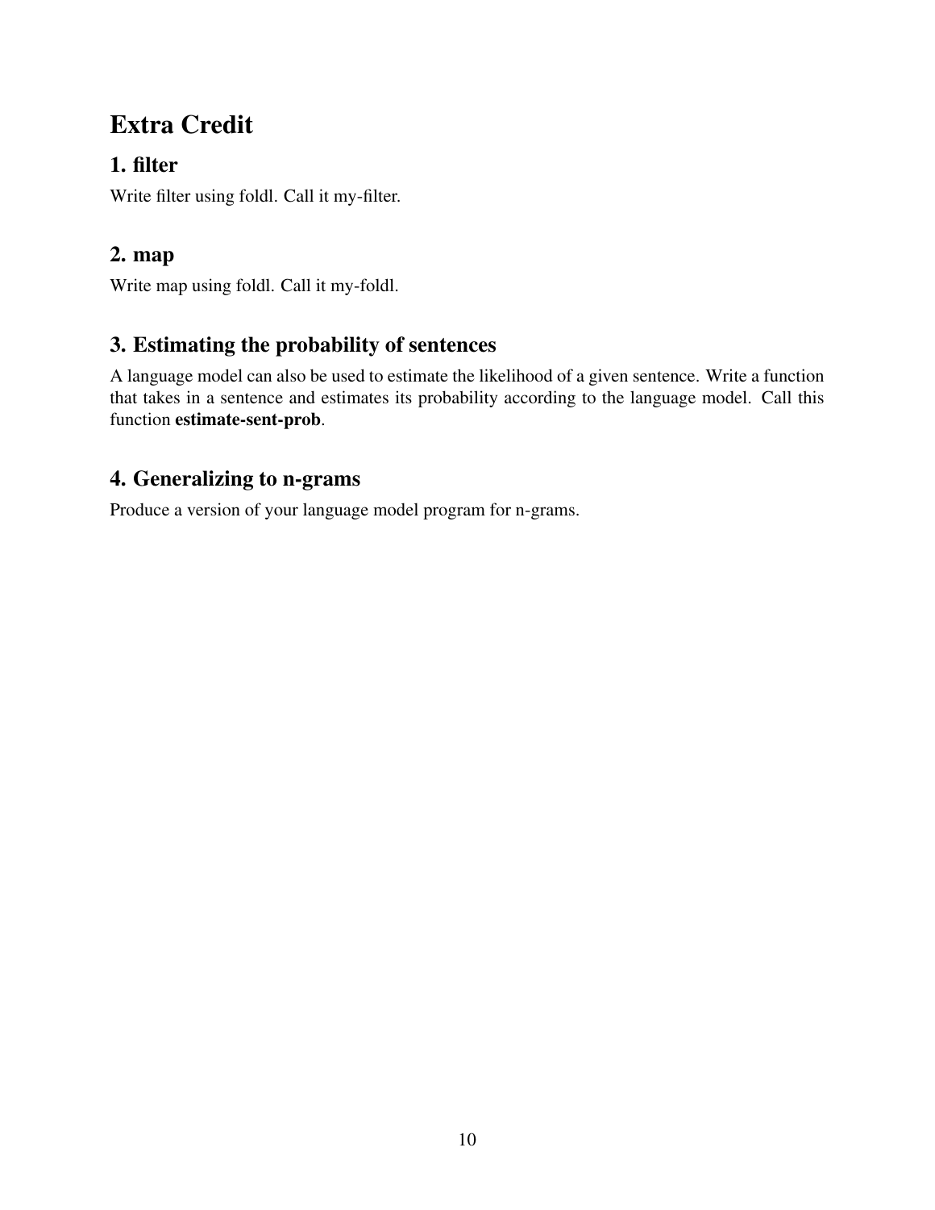# Extra Credit

## 1. filter

Write filter using foldl. Call it my-filter.

## 2. map

Write map using foldl. Call it my-foldl.

## 3. Estimating the probability of sentences

A language model can also be used to estimate the likelihood of a given sentence. Write a function that takes in a sentence and estimates its probability according to the language model. Call this function **estimate-sent-prob**.

## 4. Generalizing to n-grams

Produce a version of your language model program for n-grams.